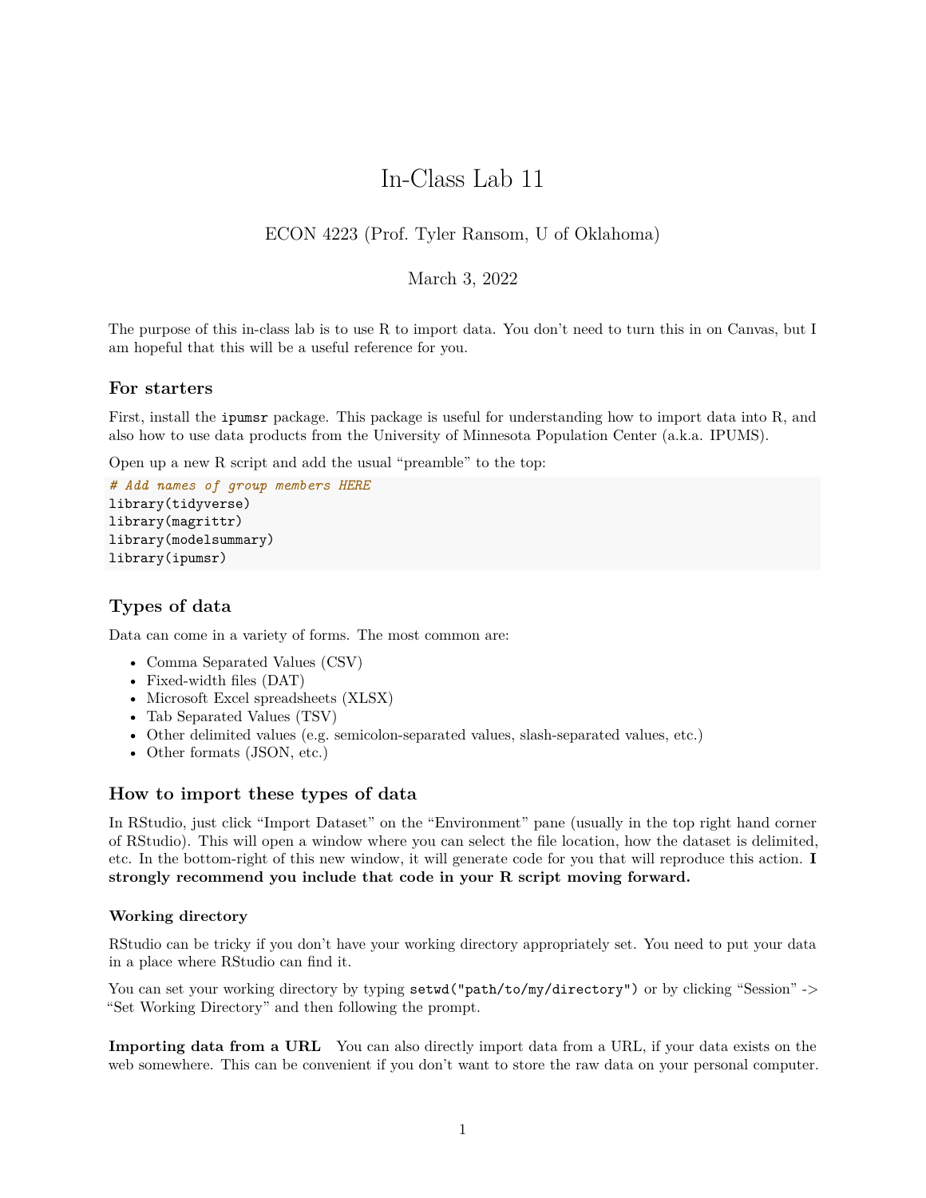# In-Class Lab 11

ECON 4223 (Prof. Tyler Ransom, U of Oklahoma)

March 3, 2022

The purpose of this in-class lab is to use R to import data. You don't need to turn this in on Canvas, but I am hopeful that this will be a useful reference for you.

### For starters

First, install the `ipumsr` package. This package is useful for understanding how to import data into R, and also how to use data products from the University of Minnesota Population Center (a.k.a. IPUMS).

Open up a new R script and add the usual "preamble" to the top:

```
# Add names of group members HERE
library(tidyverse)
library(magrittr)
library(modelsummary)
library(ipumsr)
```

### Types of data

Data can come in a variety of forms. The most common are:

- Comma Separated Values (CSV)
- Fixed-width files (DAT)
- Microsoft Excel spreadsheets (XLSX)
- Tab Separated Values (TSV)
- Other delimited values (e.g. semicolon-separated values, slash-separated values, etc.)
- Other formats (JSON, etc.)

### How to import these types of data

In RStudio, just click "Import Dataset" on the "Environment" pane (usually in the top right hand corner of RStudio). This will open a window where you can select the file location, how the dataset is delimited, etc. In the bottom-right of this new window, it will generate code for you that will reproduce this action. **I strongly recommend you include that code in your R script moving forward.**

#### Working directory

RStudio can be tricky if you don't have your working directory appropriately set. You need to put your data in a place where RStudio can find it.

You can set your working directory by typing `setwd("path/to/my/directory")` or by clicking "Session" -> "Set Working Directory" and then following the prompt.

**Importing data from a URL** You can also directly import data from a URL, if your data exists on the web somewhere. This can be convenient if you don't want to store the raw data on your personal computer.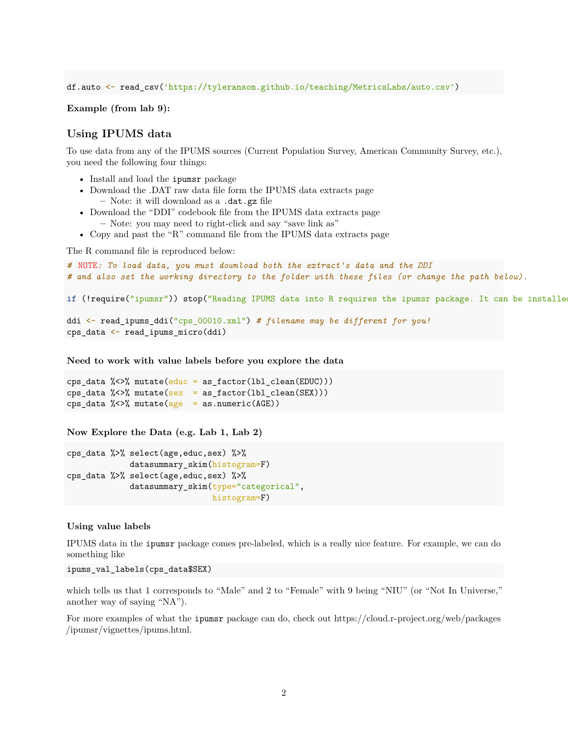```
df.auto <- read_csv('https://tyleransom.github.io/teaching/MetricsLabs/auto.csv')
```

**Example (from lab 9):**

## Using IPUMS data

To use data from any of the IPUMS sources (Current Population Survey, American Community Survey, etc.), you need the following four things:

- Install and load the `ipumsr` package
- Download the .DAT raw data file form the IPUMS data extracts page
  - Note: it will download as a `.dat.gz` file
- Download the "DDI" codebook file from the IPUMS data extracts page
  - Note: you may need to right-click and say "save link as"
- Copy and past the "R" command file from the IPUMS data extracts page

The R command file is reproduced below:

```
# NOTE: To load data, you must download both the extract's data and the DDI
# and also set the working directory to the folder with these files (or change the path below).

if (!require("ipumsr")) stop("Reading IPUMS data into R requires the ipumsr package. It can be installed

ddi <- read_ipums_ddi("cps_00010.xml") # filename may be different for you!
cps_data <- read_ipums_micro(ddi)
```

**Need to work with value labels before you explore the data**

```
cps_data %<>% mutate(educ = as_factor(lbl_clean(EDUC)))
cps_data %<>% mutate(sex  = as_factor(lbl_clean(SEX)))
cps_data %<>% mutate(age  = as.numeric(AGE))
```

**Now Explore the Data (e.g. Lab 1, Lab 2)**

```
cps_data %>% select(age,educ,sex) %>%
             datasummary_skim(histogram=F)
cps_data %>% select(age,educ,sex) %>%
             datasummary_skim(type="categorical",
                              histogram=F)
```

**Using value labels**

IPUMS data in the `ipumsr` package comes pre-labeled, which is a really nice feature. For example, we can do something like

```
ipums_val_labels(cps_data$SEX)
```

which tells us that 1 corresponds to "Male" and 2 to "Female" with 9 being "NIU" (or "Not In Universe," another way of saying "NA").

For more examples of what the `ipumsr` package can do, check out https://cloud.r-project.org/web/packages/ipumsr/vignettes/ipums.html.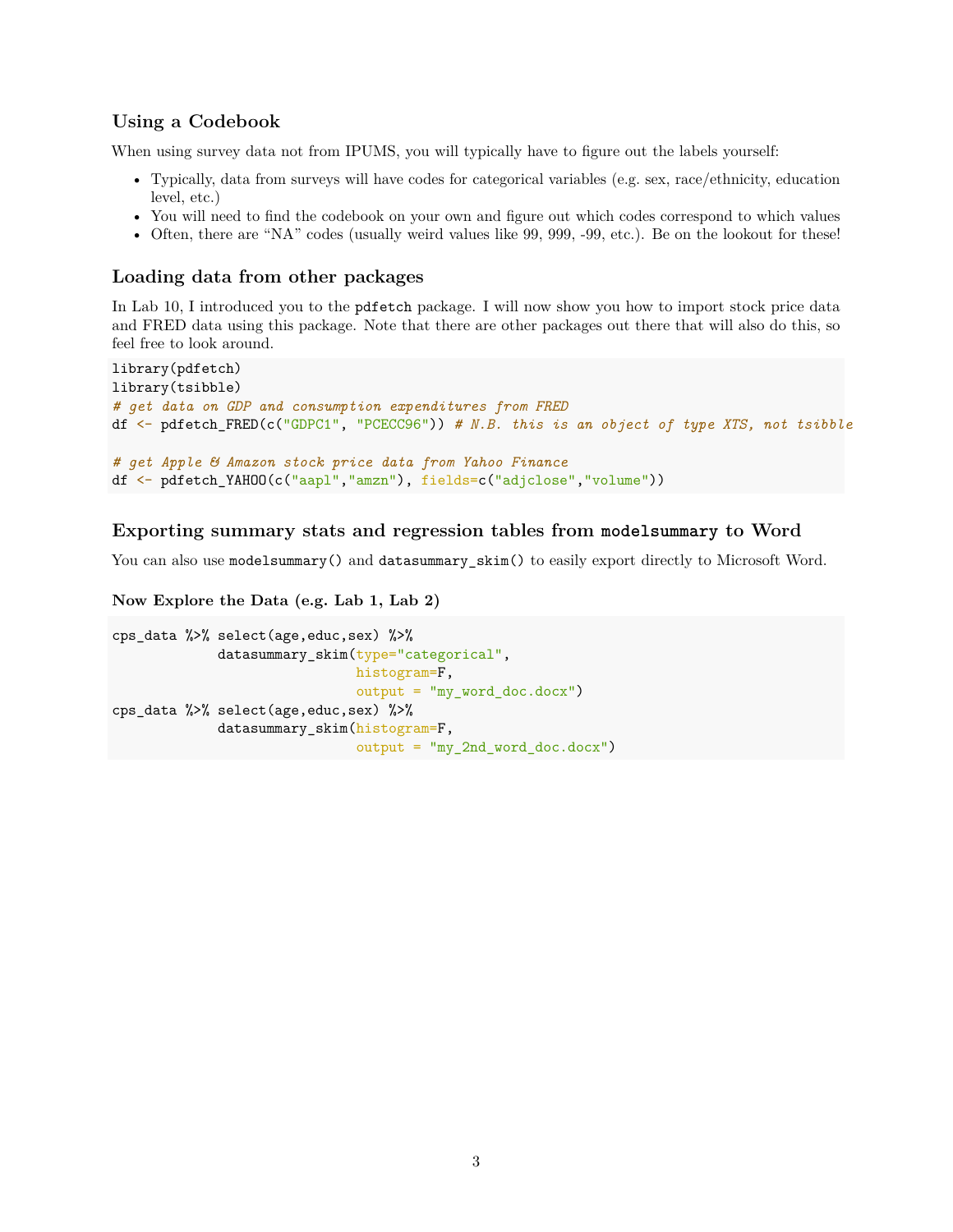### Using a Codebook

When using survey data not from IPUMS, you will typically have to figure out the labels yourself:

- Typically, data from surveys will have codes for categorical variables (e.g. sex, race/ethnicity, education level, etc.)
- You will need to find the codebook on your own and figure out which codes correspond to which values
- Often, there are "NA" codes (usually weird values like 99, 999, -99, etc.). Be on the lookout for these!

### Loading data from other packages

In Lab 10, I introduced you to the `pdfetch` package. I will now show you how to import stock price data and FRED data using this package. Note that there are other packages out there that will also do this, so feel free to look around.

```
library(pdfetch)
library(tsibble)
# get data on GDP and consumption expenditures from FRED
df <- pdfetch_FRED(c("GDPC1", "PCECC96")) # N.B. this is an object of type XTS, not tsibble

# get Apple & Amazon stock price data from Yahoo Finance
df <- pdfetch_YAHOO(c("aapl","amzn"), fields=c("adjclose","volume"))
```

### Exporting summary stats and regression tables from `modelsummary` to Word

You can also use `modelsummary()` and `datasummary_skim()` to easily export directly to Microsoft Word.

#### Now Explore the Data (e.g. Lab 1, Lab 2)

```
cps_data %>% select(age,educ,sex) %>%
            datasummary_skim(type="categorical",
                             histogram=F,
                             output = "my_word_doc.docx")
cps_data %>% select(age,educ,sex) %>%
            datasummary_skim(histogram=F,
                             output = "my_2nd_word_doc.docx")
```